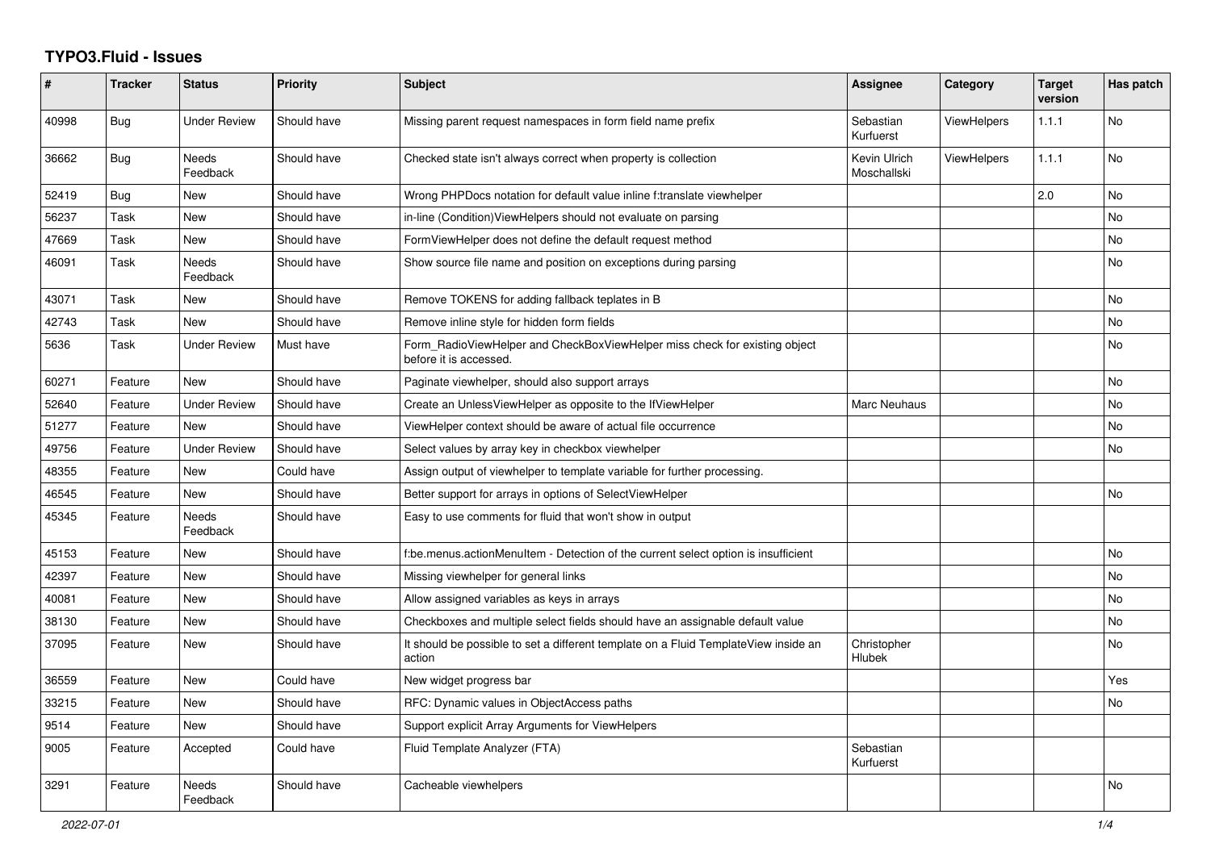# TYPO3.Fluid - Issues

| # | Tracker | Status | Priority | Subject | Assignee | Category | Target version | Has patch |
|---|---|---|---|---|---|---|---|---|
| 40998 | Bug | Under Review | Should have | Missing parent request namespaces in form field name prefix | Sebastian Kurfuerst | ViewHelpers | 1.1.1 | No |
| 36662 | Bug | Needs Feedback | Should have | Checked state isn't always correct when property is collection | Kevin Ulrich Moschallski | ViewHelpers | 1.1.1 | No |
| 52419 | Bug | New | Should have | Wrong PHPDocs notation for default value inline f:translate viewhelper | | | 2.0 | No |
| 56237 | Task | New | Should have | in-line (Condition)ViewHelpers should not evaluate on parsing | | | | No |
| 47669 | Task | New | Should have | FormViewHelper does not define the default request method | | | | No |
| 46091 | Task | Needs Feedback | Should have | Show source file name and position on exceptions during parsing | | | | No |
| 43071 | Task | New | Should have | Remove TOKENS for adding fallback teplates in B | | | | No |
| 42743 | Task | New | Should have | Remove inline style for hidden form fields | | | | No |
| 5636 | Task | Under Review | Must have | Form_RadioViewHelper and CheckBoxViewHelper miss check for existing object before it is accessed. | | | | No |
| 60271 | Feature | New | Should have | Paginate viewhelper, should also support arrays | | | | No |
| 52640 | Feature | Under Review | Should have | Create an UnlessViewHelper as opposite to the IfViewHelper | Marc Neuhaus | | | No |
| 51277 | Feature | New | Should have | ViewHelper context should be aware of actual file occurrence | | | | No |
| 49756 | Feature | Under Review | Should have | Select values by array key in checkbox viewhelper | | | | No |
| 48355 | Feature | New | Could have | Assign output of viewhelper to template variable for further processing. | | | | |
| 46545 | Feature | New | Should have | Better support for arrays in options of SelectViewHelper | | | | No |
| 45345 | Feature | Needs Feedback | Should have | Easy to use comments for fluid that won't show in output | | | | |
| 45153 | Feature | New | Should have | f:be.menus.actionMenuItem - Detection of the current select option is insufficient | | | | No |
| 42397 | Feature | New | Should have | Missing viewhelper for general links | | | | No |
| 40081 | Feature | New | Should have | Allow assigned variables as keys in arrays | | | | No |
| 38130 | Feature | New | Should have | Checkboxes and multiple select fields should have an assignable default value | | | | No |
| 37095 | Feature | New | Should have | It should be possible to set a different template on a Fluid TemplateView inside an action | Christopher Hlubek | | | No |
| 36559 | Feature | New | Could have | New widget progress bar | | | | Yes |
| 33215 | Feature | New | Should have | RFC: Dynamic values in ObjectAccess paths | | | | No |
| 9514 | Feature | New | Should have | Support explicit Array Arguments for ViewHelpers | | | | |
| 9005 | Feature | Accepted | Could have | Fluid Template Analyzer (FTA) | Sebastian Kurfuerst | | | |
| 3291 | Feature | Needs Feedback | Should have | Cacheable viewhelpers | | | | No |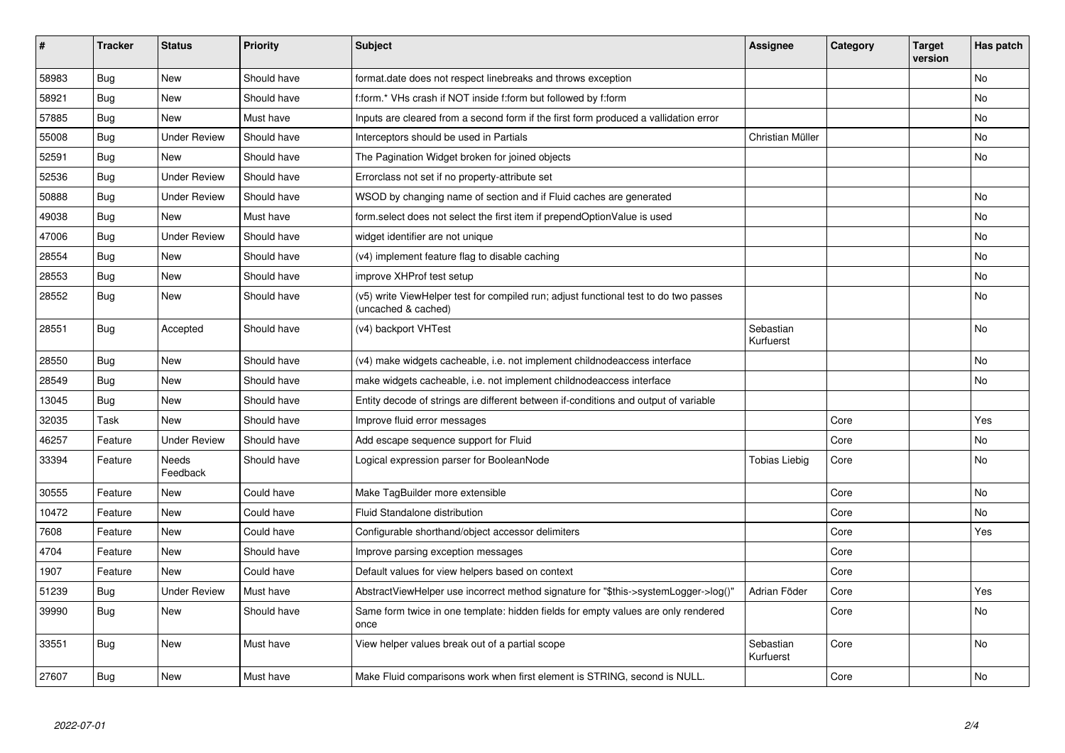| # | Tracker | Status | Priority | Subject | Assignee | Category | Target version | Has patch |
|---|---|---|---|---|---|---|---|---|
| 58983 | Bug | New | Should have | format.date does not respect linebreaks and throws exception | | | | No |
| 58921 | Bug | New | Should have | f:form.* VHs crash if NOT inside f:form but followed by f:form | | | | No |
| 57885 | Bug | New | Must have | Inputs are cleared from a second form if the first form produced a vallidation error | | | | No |
| 55008 | Bug | Under Review | Should have | Interceptors should be used in Partials | Christian Müller | | | No |
| 52591 | Bug | New | Should have | The Pagination Widget broken for joined objects | | | | No |
| 52536 | Bug | Under Review | Should have | Errorclass not set if no property-attribute set | | | | |
| 50888 | Bug | Under Review | Should have | WSOD by changing name of section and if Fluid caches are generated | | | | No |
| 49038 | Bug | New | Must have | form.select does not select the first item if prependOptionValue is used | | | | No |
| 47006 | Bug | Under Review | Should have | widget identifier are not unique | | | | No |
| 28554 | Bug | New | Should have | (v4) implement feature flag to disable caching | | | | No |
| 28553 | Bug | New | Should have | improve XHProf test setup | | | | No |
| 28552 | Bug | New | Should have | (v5) write ViewHelper test for compiled run; adjust functional test to do two passes (uncached & cached) | | | | No |
| 28551 | Bug | Accepted | Should have | (v4) backport VHTest | Sebastian Kurfuerst | | | No |
| 28550 | Bug | New | Should have | (v4) make widgets cacheable, i.e. not implement childnodeaccess interface | | | | No |
| 28549 | Bug | New | Should have | make widgets cacheable, i.e. not implement childnodeaccess interface | | | | No |
| 13045 | Bug | New | Should have | Entity decode of strings are different between if-conditions and output of variable | | | | |
| 32035 | Task | New | Should have | Improve fluid error messages | | Core | | Yes |
| 46257 | Feature | Under Review | Should have | Add escape sequence support for Fluid | | Core | | No |
| 33394 | Feature | Needs Feedback | Should have | Logical expression parser for BooleanNode | Tobias Liebig | Core | | No |
| 30555 | Feature | New | Could have | Make TagBuilder more extensible | | Core | | No |
| 10472 | Feature | New | Could have | Fluid Standalone distribution | | Core | | No |
| 7608 | Feature | New | Could have | Configurable shorthand/object accessor delimiters | | Core | | Yes |
| 4704 | Feature | New | Should have | Improve parsing exception messages | | Core | | |
| 1907 | Feature | New | Could have | Default values for view helpers based on context | | Core | | |
| 51239 | Bug | Under Review | Must have | AbstractViewHelper use incorrect method signature for "$this->systemLogger->log()" | Adrian Föder | Core | | Yes |
| 39990 | Bug | New | Should have | Same form twice in one template: hidden fields for empty values are only rendered once | | Core | | No |
| 33551 | Bug | New | Must have | View helper values break out of a partial scope | Sebastian Kurfuerst | Core | | No |
| 27607 | Bug | New | Must have | Make Fluid comparisons work when first element is STRING, second is NULL. | | Core | | No |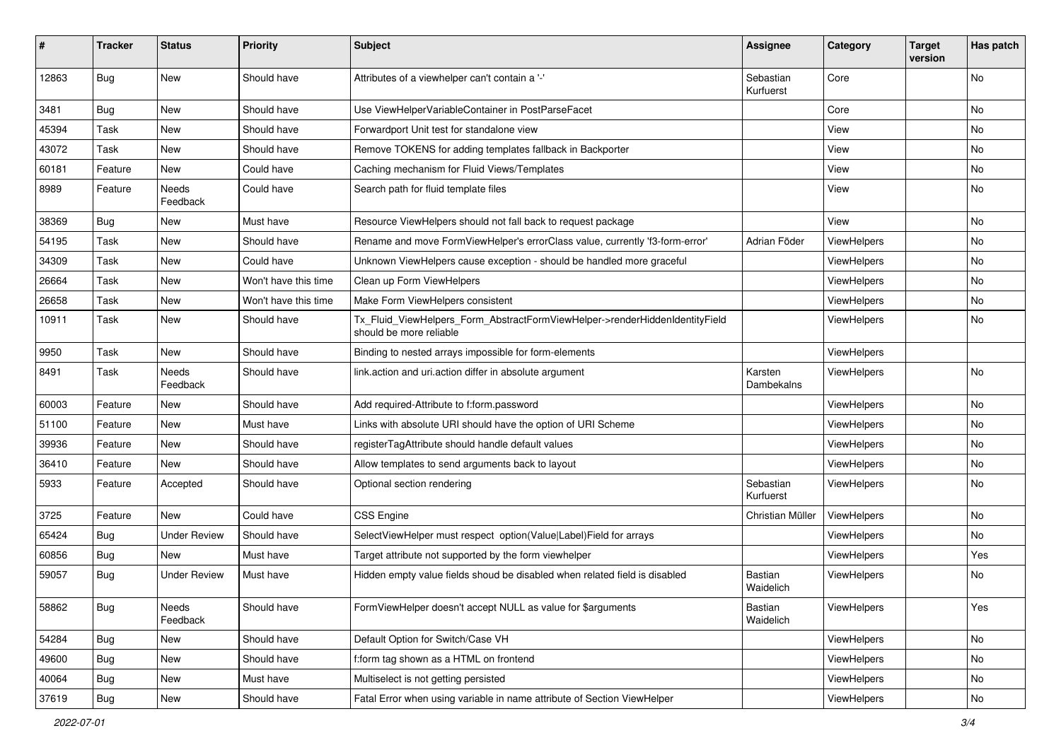| # | Tracker | Status | Priority | Subject | Assignee | Category | Target version | Has patch |
|---|---|---|---|---|---|---|---|---|
| 12863 | Bug | New | Should have | Attributes of a viewhelper can't contain a '-' | Sebastian Kurfuerst | Core | | No |
| 3481 | Bug | New | Should have | Use ViewHelperVariableContainer in PostParseFacet | | Core | | No |
| 45394 | Task | New | Should have | Forwardport Unit test for standalone view | | View | | No |
| 43072 | Task | New | Should have | Remove TOKENS for adding templates fallback in Backporter | | View | | No |
| 60181 | Feature | New | Could have | Caching mechanism for Fluid Views/Templates | | View | | No |
| 8989 | Feature | Needs Feedback | Could have | Search path for fluid template files | | View | | No |
| 38369 | Bug | New | Must have | Resource ViewHelpers should not fall back to request package | | View | | No |
| 54195 | Task | New | Should have | Rename and move FormViewHelper's errorClass value, currently 'f3-form-error' | Adrian Föder | ViewHelpers | | No |
| 34309 | Task | New | Could have | Unknown ViewHelpers cause exception - should be handled more graceful | | ViewHelpers | | No |
| 26664 | Task | New | Won't have this time | Clean up Form ViewHelpers | | ViewHelpers | | No |
| 26658 | Task | New | Won't have this time | Make Form ViewHelpers consistent | | ViewHelpers | | No |
| 10911 | Task | New | Should have | Tx_Fluid_ViewHelpers_Form_AbstractFormViewHelper->renderHiddenIdentityField should be more reliable | | ViewHelpers | | No |
| 9950 | Task | New | Should have | Binding to nested arrays impossible for form-elements | | ViewHelpers | | |
| 8491 | Task | Needs Feedback | Should have | link.action and uri.action differ in absolute argument | Karsten Dambekalns | ViewHelpers | | No |
| 60003 | Feature | New | Should have | Add required-Attribute to f:form.password | | ViewHelpers | | No |
| 51100 | Feature | New | Must have | Links with absolute URI should have the option of URI Scheme | | ViewHelpers | | No |
| 39936 | Feature | New | Should have | registerTagAttribute should handle default values | | ViewHelpers | | No |
| 36410 | Feature | New | Should have | Allow templates to send arguments back to layout | | ViewHelpers | | No |
| 5933 | Feature | Accepted | Should have | Optional section rendering | Sebastian Kurfuerst | ViewHelpers | | No |
| 3725 | Feature | New | Could have | CSS Engine | Christian Müller | ViewHelpers | | No |
| 65424 | Bug | Under Review | Should have | SelectViewHelper must respect option(Value\|Label)Field for arrays | | ViewHelpers | | No |
| 60856 | Bug | New | Must have | Target attribute not supported by the form viewhelper | | ViewHelpers | | Yes |
| 59057 | Bug | Under Review | Must have | Hidden empty value fields shoud be disabled when related field is disabled | Bastian Waidelich | ViewHelpers | | No |
| 58862 | Bug | Needs Feedback | Should have | FormViewHelper doesn't accept NULL as value for $arguments | Bastian Waidelich | ViewHelpers | | Yes |
| 54284 | Bug | New | Should have | Default Option for Switch/Case VH | | ViewHelpers | | No |
| 49600 | Bug | New | Should have | f:form tag shown as a HTML on frontend | | ViewHelpers | | No |
| 40064 | Bug | New | Must have | Multiselect is not getting persisted | | ViewHelpers | | No |
| 37619 | Bug | New | Should have | Fatal Error when using variable in name attribute of Section ViewHelper | | ViewHelpers | | No |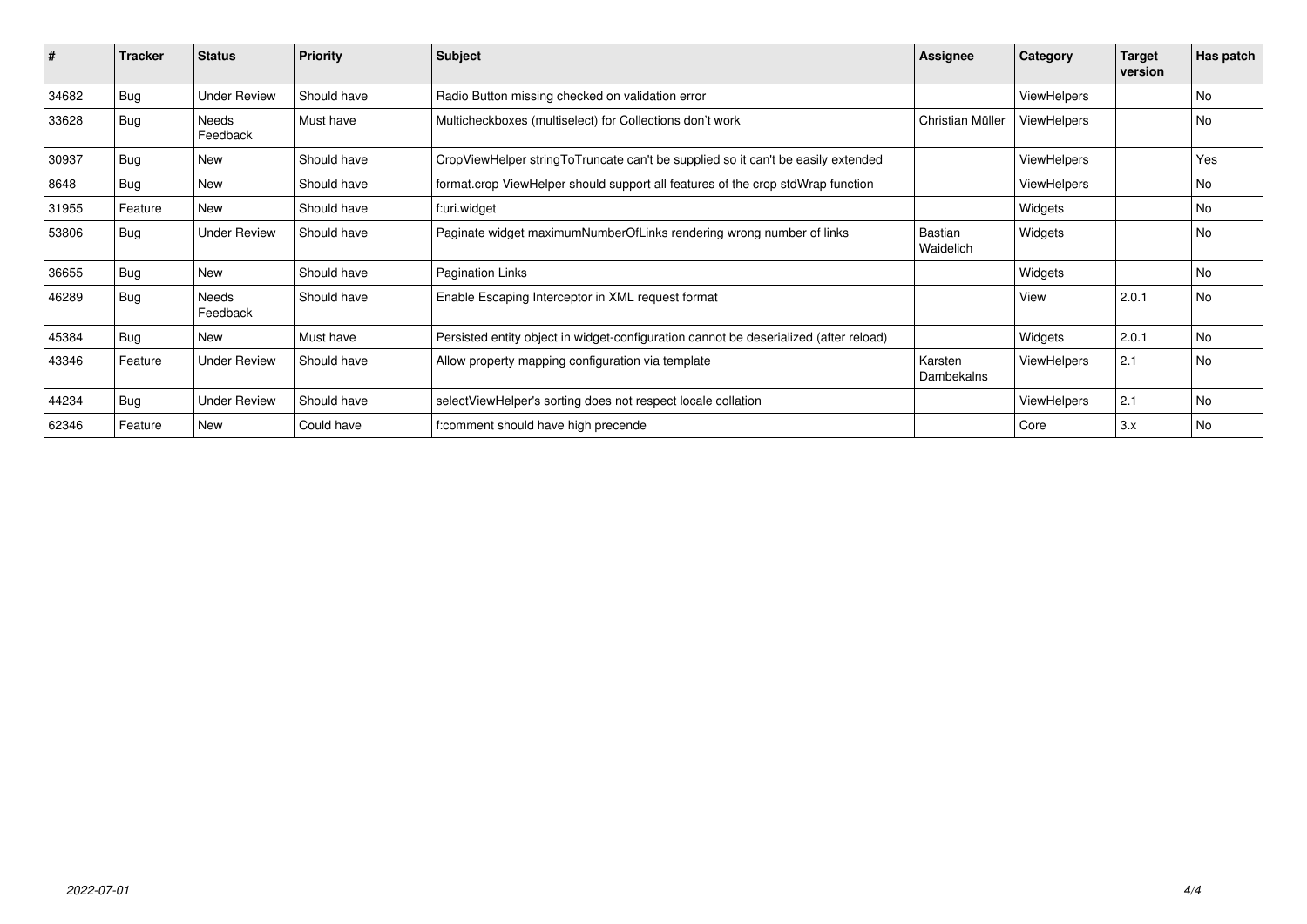| # | Tracker | Status | Priority | Subject | Assignee | Category | Target version | Has patch |
|---|---|---|---|---|---|---|---|---|
| 34682 | Bug | Under Review | Should have | Radio Button missing checked on validation error | | ViewHelpers | | No |
| 33628 | Bug | Needs Feedback | Must have | Multicheckboxes (multiselect) for Collections don't work | Christian Müller | ViewHelpers | | No |
| 30937 | Bug | New | Should have | CropViewHelper stringToTruncate can't be supplied so it can't be easily extended | | ViewHelpers | | Yes |
| 8648 | Bug | New | Should have | format.crop ViewHelper should support all features of the crop stdWrap function | | ViewHelpers | | No |
| 31955 | Feature | New | Should have | f:uri.widget | | Widgets | | No |
| 53806 | Bug | Under Review | Should have | Paginate widget maximumNumberOfLinks rendering wrong number of links | Bastian Waidelich | Widgets | | No |
| 36655 | Bug | New | Should have | Pagination Links | | Widgets | | No |
| 46289 | Bug | Needs Feedback | Should have | Enable Escaping Interceptor in XML request format | | View | 2.0.1 | No |
| 45384 | Bug | New | Must have | Persisted entity object in widget-configuration cannot be deserialized (after reload) | | Widgets | 2.0.1 | No |
| 43346 | Feature | Under Review | Should have | Allow property mapping configuration via template | Karsten Dambekalns | ViewHelpers | 2.1 | No |
| 44234 | Bug | Under Review | Should have | selectViewHelper's sorting does not respect locale collation | | ViewHelpers | 2.1 | No |
| 62346 | Feature | New | Could have | f:comment should have high precende | | Core | 3.x | No |

2022-07-01